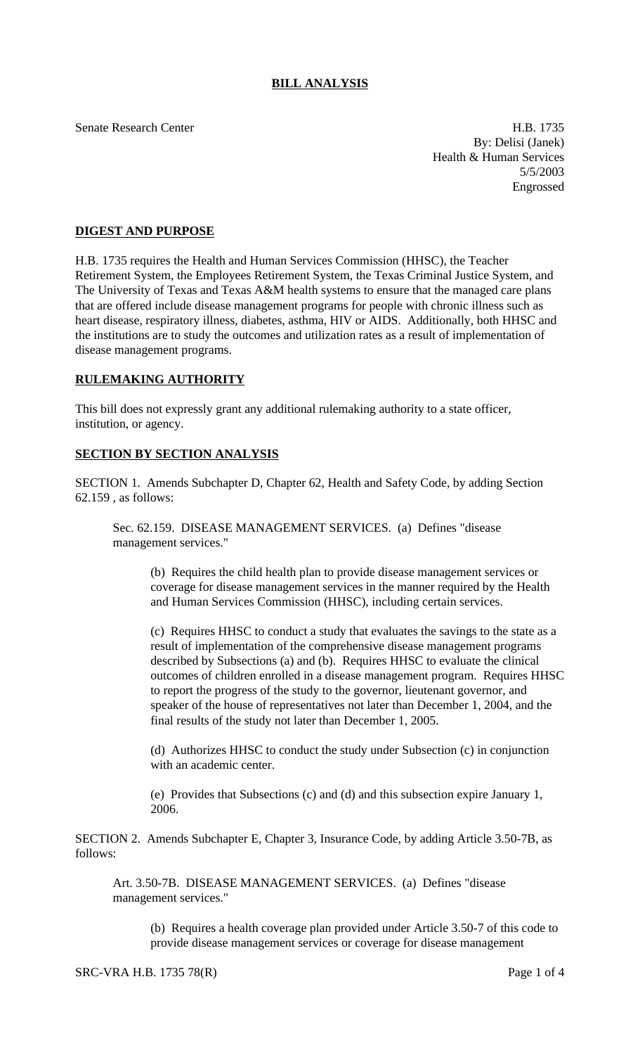# BILL ANALYSIS

Senate Research Center

H.B. 1735
By: Delisi (Janek)
Health & Human Services
5/5/2003
Engrossed

## DIGEST AND PURPOSE

H.B. 1735 requires the Health and Human Services Commission (HHSC), the Teacher Retirement System, the Employees Retirement System, the Texas Criminal Justice System, and The University of Texas and Texas A&M health systems to ensure that the managed care plans that are offered include disease management programs for people with chronic illness such as heart disease, respiratory illness, diabetes, asthma, HIV or AIDS. Additionally, both HHSC and the institutions are to study the outcomes and utilization rates as a result of implementation of disease management programs.

## RULEMAKING AUTHORITY

This bill does not expressly grant any additional rulemaking authority to a state officer, institution, or agency.

## SECTION BY SECTION ANALYSIS

SECTION 1. Amends Subchapter D, Chapter 62, Health and Safety Code, by adding Section 62.159 , as follows:

Sec. 62.159. DISEASE MANAGEMENT SERVICES. (a) Defines "disease management services."

(b) Requires the child health plan to provide disease management services or coverage for disease management services in the manner required by the Health and Human Services Commission (HHSC), including certain services.

(c) Requires HHSC to conduct a study that evaluates the savings to the state as a result of implementation of the comprehensive disease management programs described by Subsections (a) and (b). Requires HHSC to evaluate the clinical outcomes of children enrolled in a disease management program. Requires HHSC to report the progress of the study to the governor, lieutenant governor, and speaker of the house of representatives not later than December 1, 2004, and the final results of the study not later than December 1, 2005.

(d) Authorizes HHSC to conduct the study under Subsection (c) in conjunction with an academic center.

(e) Provides that Subsections (c) and (d) and this subsection expire January 1, 2006.

SECTION 2. Amends Subchapter E, Chapter 3, Insurance Code, by adding Article 3.50-7B, as follows:

Art. 3.50-7B. DISEASE MANAGEMENT SERVICES. (a) Defines "disease management services."

(b) Requires a health coverage plan provided under Article 3.50-7 of this code to provide disease management services or coverage for disease management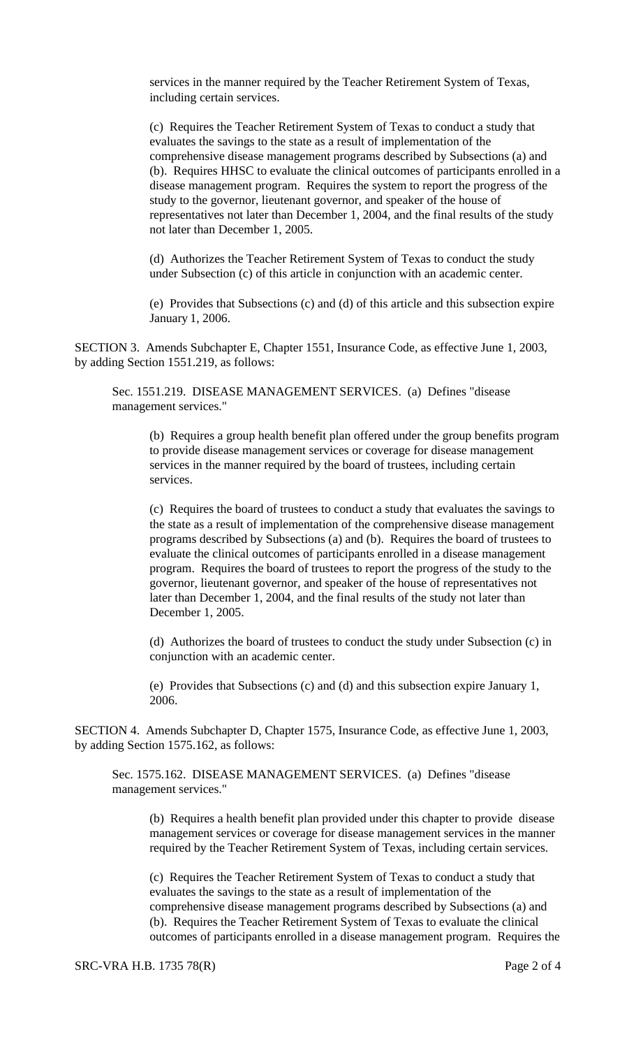services in the manner required by the Teacher Retirement System of Texas, including certain services.

(c) Requires the Teacher Retirement System of Texas to conduct a study that evaluates the savings to the state as a result of implementation of the comprehensive disease management programs described by Subsections (a) and (b). Requires HHSC to evaluate the clinical outcomes of participants enrolled in a disease management program. Requires the system to report the progress of the study to the governor, lieutenant governor, and speaker of the house of representatives not later than December 1, 2004, and the final results of the study not later than December 1, 2005.

(d) Authorizes the Teacher Retirement System of Texas to conduct the study under Subsection (c) of this article in conjunction with an academic center.

(e) Provides that Subsections (c) and (d) of this article and this subsection expire January 1, 2006.

SECTION 3. Amends Subchapter E, Chapter 1551, Insurance Code, as effective June 1, 2003, by adding Section 1551.219, as follows:

Sec. 1551.219. DISEASE MANAGEMENT SERVICES. (a) Defines "disease management services."

(b) Requires a group health benefit plan offered under the group benefits program to provide disease management services or coverage for disease management services in the manner required by the board of trustees, including certain services.

(c) Requires the board of trustees to conduct a study that evaluates the savings to the state as a result of implementation of the comprehensive disease management programs described by Subsections (a) and (b). Requires the board of trustees to evaluate the clinical outcomes of participants enrolled in a disease management program. Requires the board of trustees to report the progress of the study to the governor, lieutenant governor, and speaker of the house of representatives not later than December 1, 2004, and the final results of the study not later than December 1, 2005.

(d) Authorizes the board of trustees to conduct the study under Subsection (c) in conjunction with an academic center.

(e) Provides that Subsections (c) and (d) and this subsection expire January 1, 2006.

SECTION 4. Amends Subchapter D, Chapter 1575, Insurance Code, as effective June 1, 2003, by adding Section 1575.162, as follows:

Sec. 1575.162. DISEASE MANAGEMENT SERVICES. (a) Defines "disease management services."

(b) Requires a health benefit plan provided under this chapter to provide disease management services or coverage for disease management services in the manner required by the Teacher Retirement System of Texas, including certain services.

(c) Requires the Teacher Retirement System of Texas to conduct a study that evaluates the savings to the state as a result of implementation of the comprehensive disease management programs described by Subsections (a) and (b). Requires the Teacher Retirement System of Texas to evaluate the clinical outcomes of participants enrolled in a disease management program. Requires the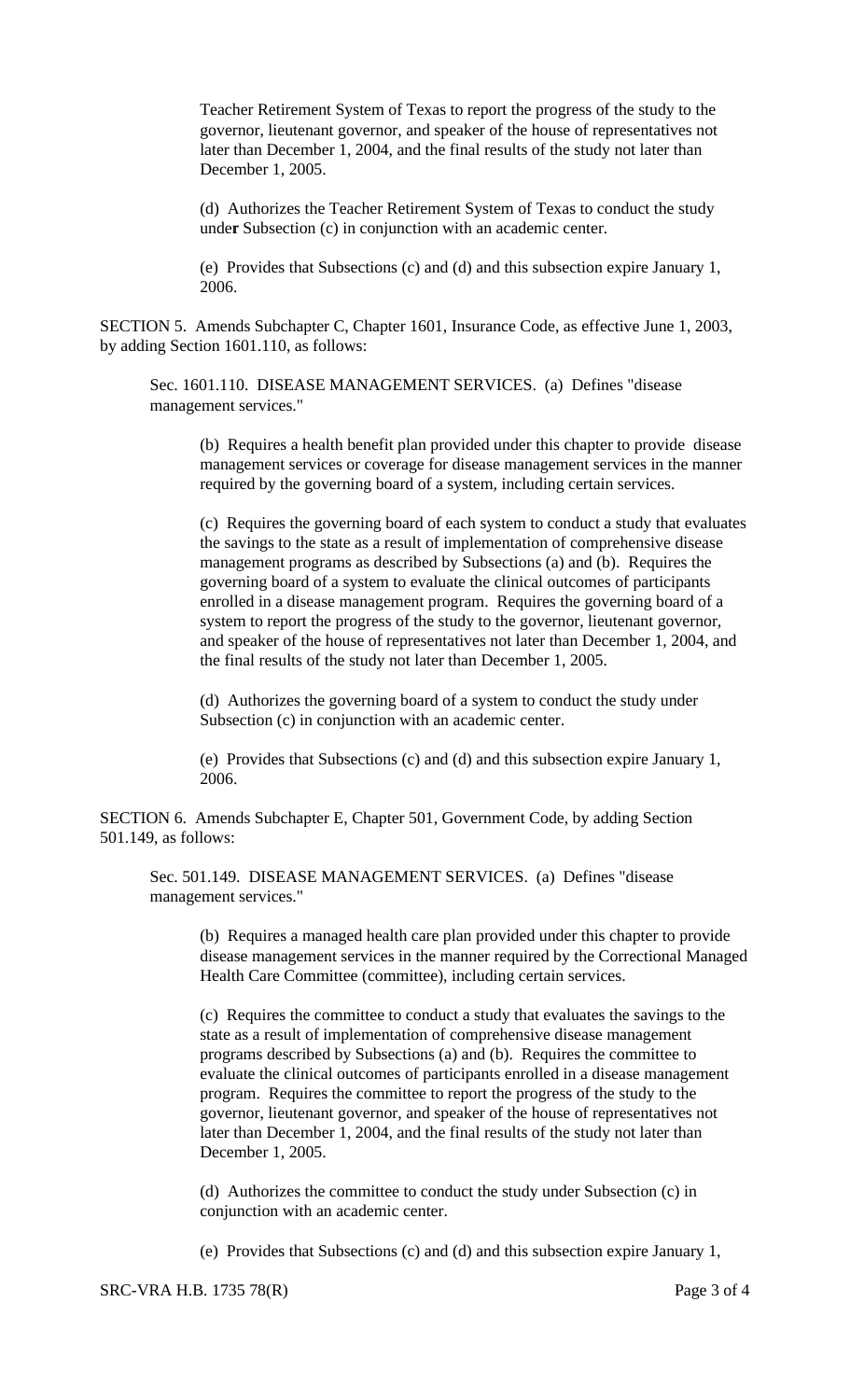Teacher Retirement System of Texas to report the progress of the study to the governor, lieutenant governor, and speaker of the house of representatives not later than December 1, 2004, and the final results of the study not later than December 1, 2005.

(d) Authorizes the Teacher Retirement System of Texas to conduct the study under Subsection (c) in conjunction with an academic center.

(e) Provides that Subsections (c) and (d) and this subsection expire January 1, 2006.

SECTION 5. Amends Subchapter C, Chapter 1601, Insurance Code, as effective June 1, 2003, by adding Section 1601.110, as follows:

Sec. 1601.110. DISEASE MANAGEMENT SERVICES. (a) Defines "disease management services."

(b) Requires a health benefit plan provided under this chapter to provide disease management services or coverage for disease management services in the manner required by the governing board of a system, including certain services.

(c) Requires the governing board of each system to conduct a study that evaluates the savings to the state as a result of implementation of comprehensive disease management programs as described by Subsections (a) and (b). Requires the governing board of a system to evaluate the clinical outcomes of participants enrolled in a disease management program. Requires the governing board of a system to report the progress of the study to the governor, lieutenant governor, and speaker of the house of representatives not later than December 1, 2004, and the final results of the study not later than December 1, 2005.

(d) Authorizes the governing board of a system to conduct the study under Subsection (c) in conjunction with an academic center.

(e) Provides that Subsections (c) and (d) and this subsection expire January 1, 2006.

SECTION 6. Amends Subchapter E, Chapter 501, Government Code, by adding Section 501.149, as follows:

Sec. 501.149. DISEASE MANAGEMENT SERVICES. (a) Defines "disease management services."

(b) Requires a managed health care plan provided under this chapter to provide disease management services in the manner required by the Correctional Managed Health Care Committee (committee), including certain services.

(c) Requires the committee to conduct a study that evaluates the savings to the state as a result of implementation of comprehensive disease management programs described by Subsections (a) and (b). Requires the committee to evaluate the clinical outcomes of participants enrolled in a disease management program. Requires the committee to report the progress of the study to the governor, lieutenant governor, and speaker of the house of representatives not later than December 1, 2004, and the final results of the study not later than December 1, 2005.

(d) Authorizes the committee to conduct the study under Subsection (c) in conjunction with an academic center.

(e) Provides that Subsections (c) and (d) and this subsection expire January 1,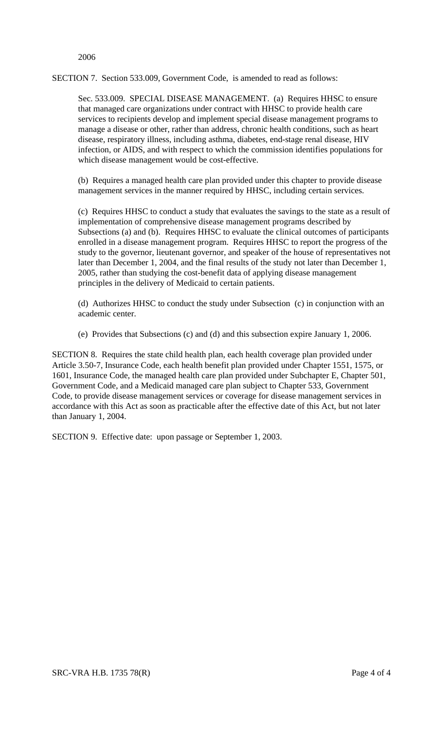2006

SECTION 7. Section 533.009, Government Code, is amended to read as follows:

Sec. 533.009. SPECIAL DISEASE MANAGEMENT. (a) Requires HHSC to ensure that managed care organizations under contract with HHSC to provide health care services to recipients develop and implement special disease management programs to manage a disease or other, rather than address, chronic health conditions, such as heart disease, respiratory illness, including asthma, diabetes, end-stage renal disease, HIV infection, or AIDS, and with respect to which the commission identifies populations for which disease management would be cost-effective.

(b) Requires a managed health care plan provided under this chapter to provide disease management services in the manner required by HHSC, including certain services.

(c) Requires HHSC to conduct a study that evaluates the savings to the state as a result of implementation of comprehensive disease management programs described by Subsections (a) and (b). Requires HHSC to evaluate the clinical outcomes of participants enrolled in a disease management program. Requires HHSC to report the progress of the study to the governor, lieutenant governor, and speaker of the house of representatives not later than December 1, 2004, and the final results of the study not later than December 1, 2005, rather than studying the cost-benefit data of applying disease management principles in the delivery of Medicaid to certain patients.

(d) Authorizes HHSC to conduct the study under Subsection (c) in conjunction with an academic center.

(e) Provides that Subsections (c) and (d) and this subsection expire January 1, 2006.

SECTION 8. Requires the state child health plan, each health coverage plan provided under Article 3.50-7, Insurance Code, each health benefit plan provided under Chapter 1551, 1575, or 1601, Insurance Code, the managed health care plan provided under Subchapter E, Chapter 501, Government Code, and a Medicaid managed care plan subject to Chapter 533, Government Code, to provide disease management services or coverage for disease management services in accordance with this Act as soon as practicable after the effective date of this Act, but not later than January 1, 2004.

SECTION 9. Effective date: upon passage or September 1, 2003.

SRC-VRA H.B. 1735 78(R)